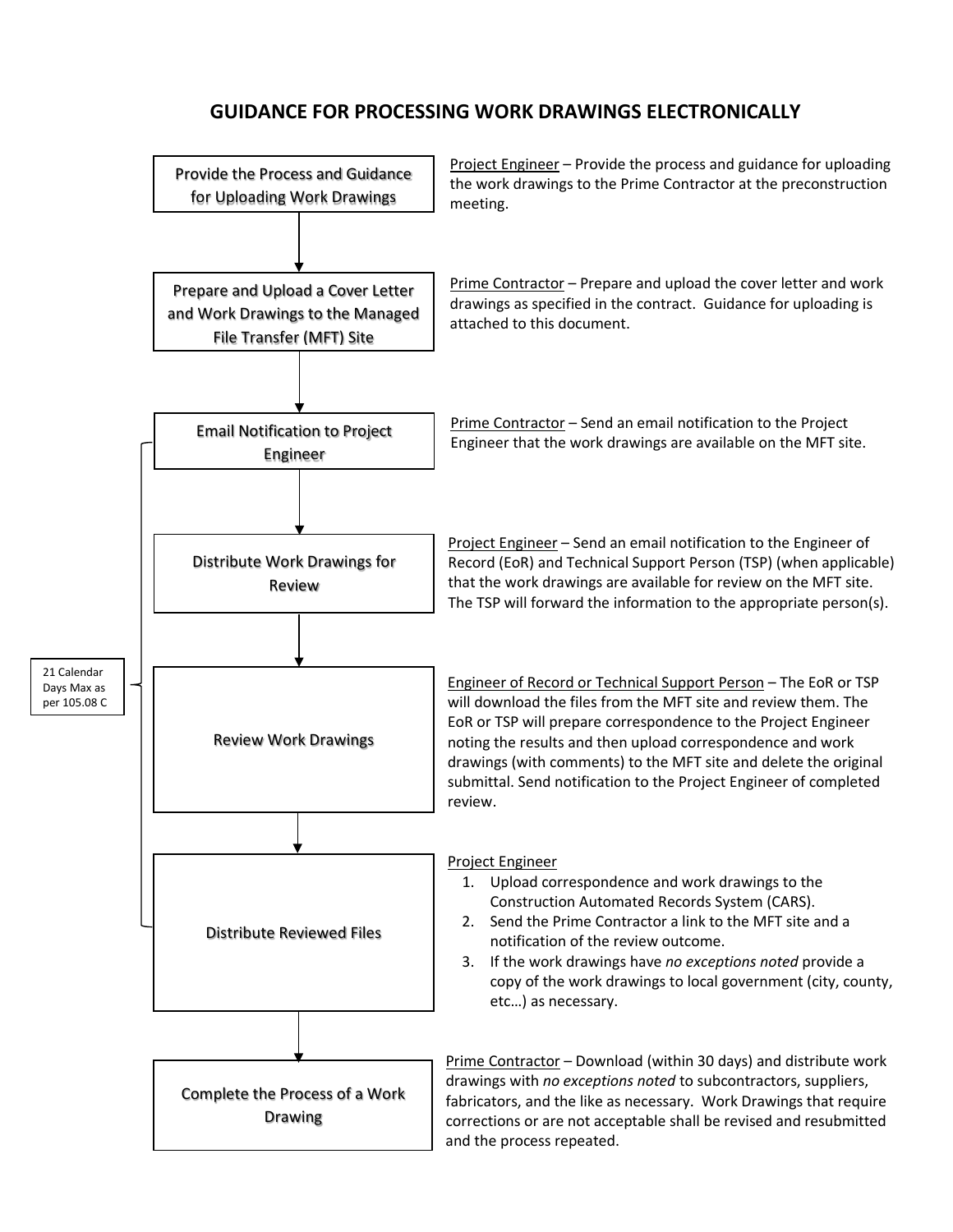# GUIDANCE FOR PROCESSING WORK DRAWINGS ELECTRONICALLY

**Provide the Process and Guidance for Uploading Work Drawings**

Project Engineer – Provide the process and guidance for uploading the work drawings to the Prime Contractor at the preconstruction meeting.

**Prepare and Upload a Cover Letter and Work Drawings to the Managed File Transfer (MFT) Site**

Prime Contractor – Prepare and upload the cover letter and work drawings as specified in the contract. Guidance for uploading is attached to this document.

*21 Calendar Days Max as per 105.08 C* (applies to the following steps: Email Notification to Project Engineer through Distribute Reviewed Files)

**Email Notification to Project Engineer**

Prime Contractor – Send an email notification to the Project Engineer that the work drawings are available on the MFT site.

**Distribute Work Drawings for Review**

Project Engineer – Send an email notification to the Engineer of Record (EoR) and Technical Support Person (TSP) (when applicable) that the work drawings are available for review on the MFT site. The TSP will forward the information to the appropriate person(s).

**Review Work Drawings**

Engineer of Record or Technical Support Person – The EoR or TSP will download the files from the MFT site and review them. The EoR or TSP will prepare correspondence to the Project Engineer noting the results and then upload correspondence and work drawings (with comments) to the MFT site and delete the original submittal. Send notification to the Project Engineer of completed review.

**Distribute Reviewed Files**

Project Engineer

1. Upload correspondence and work drawings to the Construction Automated Records System (CARS).
2. Send the Prime Contractor a link to the MFT site and a notification of the review outcome.
3. If the work drawings have *no exceptions noted* provide a copy of the work drawings to local government (city, county, etc…) as necessary.

**Complete the Process of a Work Drawing**

Prime Contractor – Download (within 30 days) and distribute work drawings with *no exceptions noted* to subcontractors, suppliers, fabricators, and the like as necessary. Work Drawings that require corrections or are not acceptable shall be revised and resubmitted and the process repeated.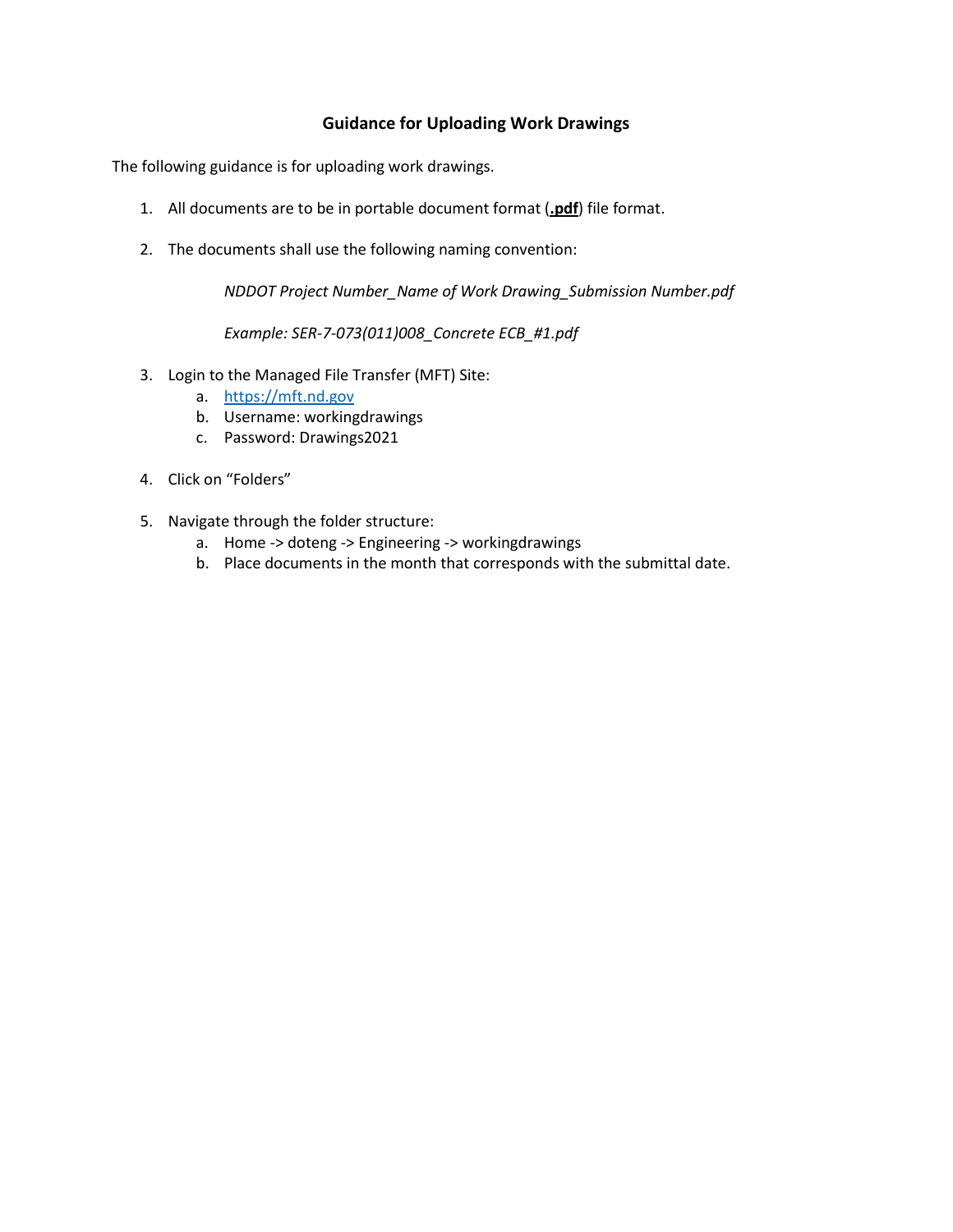# Guidance for Uploading Work Drawings

The following guidance is for uploading work drawings.

1. All documents are to be in portable document format (**.pdf**) file format.

2. The documents shall use the following naming convention:

   *NDDOT Project Number_Name of Work Drawing_Submission Number.pdf*

   *Example: SER-7-073(011)008_Concrete ECB_#1.pdf*

3. Login to the Managed File Transfer (MFT) Site:
   a. [https://mft.nd.gov](https://mft.nd.gov)
   b. Username: workingdrawings
   c. Password: Drawings2021

4. Click on "Folders"

5. Navigate through the folder structure:
   a. Home -> doteng -> Engineering -> workingdrawings
   b. Place documents in the month that corresponds with the submittal date.